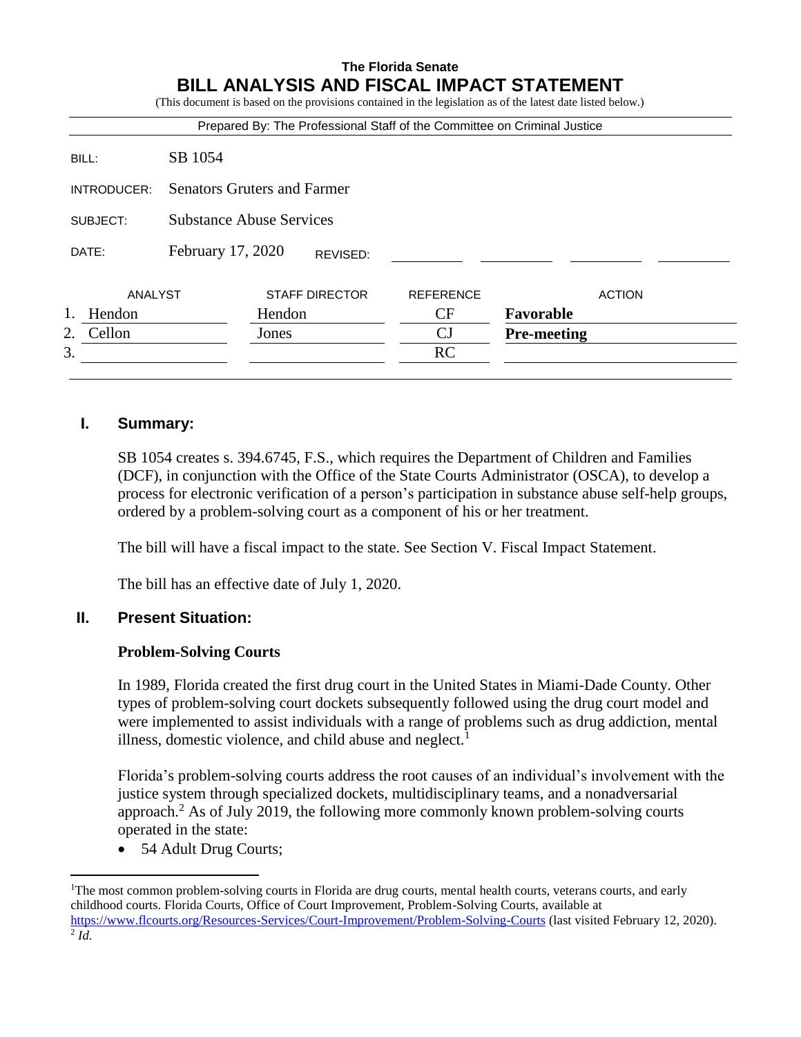**The Florida Senate**

# BILL ANALYSIS AND FISCAL IMPACT STATEMENT

(This document is based on the provisions contained in the legislation as of the latest date listed below.)

Prepared By: The Professional Staff of the Committee on Criminal Justice

| | |
|---|---|
| BILL: | SB 1054 |
| INTRODUCER: | Senators Gruters and Farmer |
| SUBJECT: | Substance Abuse Services |
| DATE: | February 17, 2020 REVISED: |

| | ANALYST | STAFF DIRECTOR | REFERENCE | ACTION |
|---|---|---|---|---|
| 1. | Hendon | Hendon | CF | **Favorable** |
| 2. | Cellon | Jones | CJ | **Pre-meeting** |
| 3. | | | RC | |

## I. Summary:

SB 1054 creates s. 394.6745, F.S., which requires the Department of Children and Families (DCF), in conjunction with the Office of the State Courts Administrator (OSCA), to develop a process for electronic verification of a person's participation in substance abuse self-help groups, ordered by a problem-solving court as a component of his or her treatment.

The bill will have a fiscal impact to the state. See Section V. Fiscal Impact Statement.

The bill has an effective date of July 1, 2020.

## II. Present Situation:

### Problem-Solving Courts

In 1989, Florida created the first drug court in the United States in Miami-Dade County. Other types of problem-solving court dockets subsequently followed using the drug court model and were implemented to assist individuals with a range of problems such as drug addiction, mental illness, domestic violence, and child abuse and neglect.[1]

Florida's problem-solving courts address the root causes of an individual's involvement with the justice system through specialized dockets, multidisciplinary teams, and a nonadversarial approach.[2] As of July 2019, the following more commonly known problem-solving courts operated in the state:

- 54 Adult Drug Courts;

---

[1] The most common problem-solving courts in Florida are drug courts, mental health courts, veterans courts, and early childhood courts. Florida Courts, Office of Court Improvement, Problem-Solving Courts, available at https://www.flcourts.org/Resources-Services/Court-Improvement/Problem-Solving-Courts (last visited February 12, 2020).

[2] *Id.*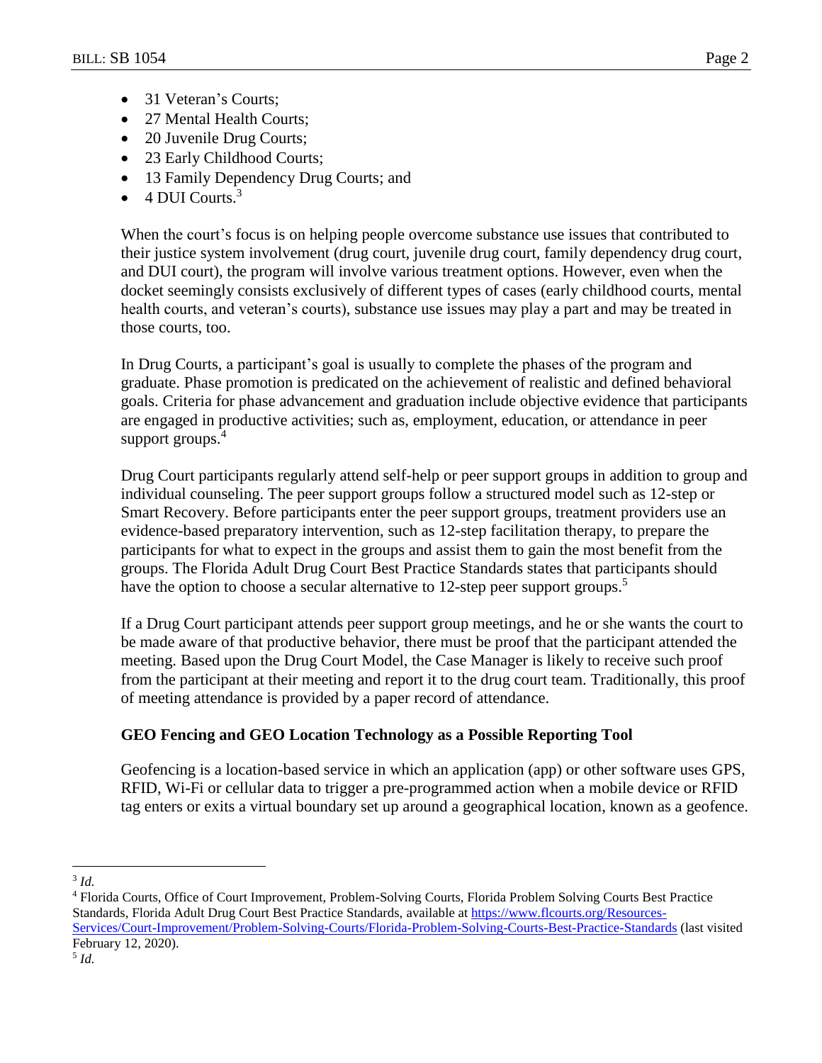- 31 Veteran's Courts;
- 27 Mental Health Courts;
- 20 Juvenile Drug Courts;
- 23 Early Childhood Courts;
- 13 Family Dependency Drug Courts; and
- 4 DUI Courts.[3]

When the court's focus is on helping people overcome substance use issues that contributed to their justice system involvement (drug court, juvenile drug court, family dependency drug court, and DUI court), the program will involve various treatment options. However, even when the docket seemingly consists exclusively of different types of cases (early childhood courts, mental health courts, and veteran's courts), substance use issues may play a part and may be treated in those courts, too.

In Drug Courts, a participant's goal is usually to complete the phases of the program and graduate. Phase promotion is predicated on the achievement of realistic and defined behavioral goals. Criteria for phase advancement and graduation include objective evidence that participants are engaged in productive activities; such as, employment, education, or attendance in peer support groups.[4]

Drug Court participants regularly attend self-help or peer support groups in addition to group and individual counseling. The peer support groups follow a structured model such as 12-step or Smart Recovery. Before participants enter the peer support groups, treatment providers use an evidence-based preparatory intervention, such as 12-step facilitation therapy, to prepare the participants for what to expect in the groups and assist them to gain the most benefit from the groups. The Florida Adult Drug Court Best Practice Standards states that participants should have the option to choose a secular alternative to 12-step peer support groups.[5]

If a Drug Court participant attends peer support group meetings, and he or she wants the court to be made aware of that productive behavior, there must be proof that the participant attended the meeting. Based upon the Drug Court Model, the Case Manager is likely to receive such proof from the participant at their meeting and report it to the drug court team. Traditionally, this proof of meeting attendance is provided by a paper record of attendance.

### GEO Fencing and GEO Location Technology as a Possible Reporting Tool

Geofencing is a location-based service in which an application (app) or other software uses GPS, RFID, Wi-Fi or cellular data to trigger a pre-programmed action when a mobile device or RFID tag enters or exits a virtual boundary set up around a geographical location, known as a geofence.

---

[3] *Id.*

[4] Florida Courts, Office of Court Improvement, Problem-Solving Courts, Florida Problem Solving Courts Best Practice Standards, Florida Adult Drug Court Best Practice Standards, available at https://www.flcourts.org/Resources-Services/Court-Improvement/Problem-Solving-Courts/Florida-Problem-Solving-Courts-Best-Practice-Standards (last visited February 12, 2020).

[5] *Id.*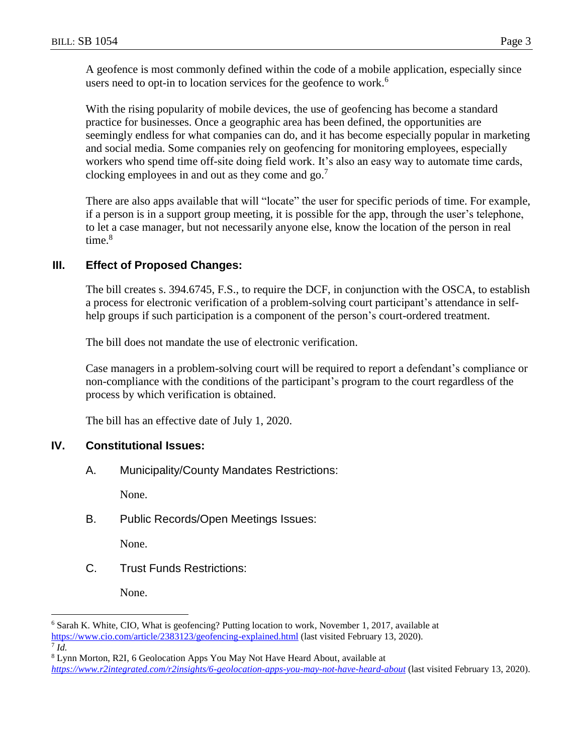A geofence is most commonly defined within the code of a mobile application, especially since users need to opt-in to location services for the geofence to work.[6]

With the rising popularity of mobile devices, the use of geofencing has become a standard practice for businesses. Once a geographic area has been defined, the opportunities are seemingly endless for what companies can do, and it has become especially popular in marketing and social media. Some companies rely on geofencing for monitoring employees, especially workers who spend time off-site doing field work. It's also an easy way to automate time cards, clocking employees in and out as they come and go.[7]

There are also apps available that will "locate" the user for specific periods of time. For example, if a person is in a support group meeting, it is possible for the app, through the user's telephone, to let a case manager, but not necessarily anyone else, know the location of the person in real time.[8]

## III. Effect of Proposed Changes:

The bill creates s. 394.6745, F.S., to require the DCF, in conjunction with the OSCA, to establish a process for electronic verification of a problem-solving court participant's attendance in self-help groups if such participation is a component of the person's court-ordered treatment.

The bill does not mandate the use of electronic verification.

Case managers in a problem-solving court will be required to report a defendant's compliance or non-compliance with the conditions of the participant's program to the court regardless of the process by which verification is obtained.

The bill has an effective date of July 1, 2020.

## IV. Constitutional Issues:

A. Municipality/County Mandates Restrictions:

None.

B. Public Records/Open Meetings Issues:

None.

C. Trust Funds Restrictions:

None.

---

[6] Sarah K. White, CIO, What is geofencing? Putting location to work, November 1, 2017, available at https://www.cio.com/article/2383123/geofencing-explained.html (last visited February 13, 2020).

[7] *Id.*

[8] Lynn Morton, R2I, 6 Geolocation Apps You May Not Have Heard About, available at *https://www.r2integrated.com/r2insights/6-geolocation-apps-you-may-not-have-heard-about* (last visited February 13, 2020).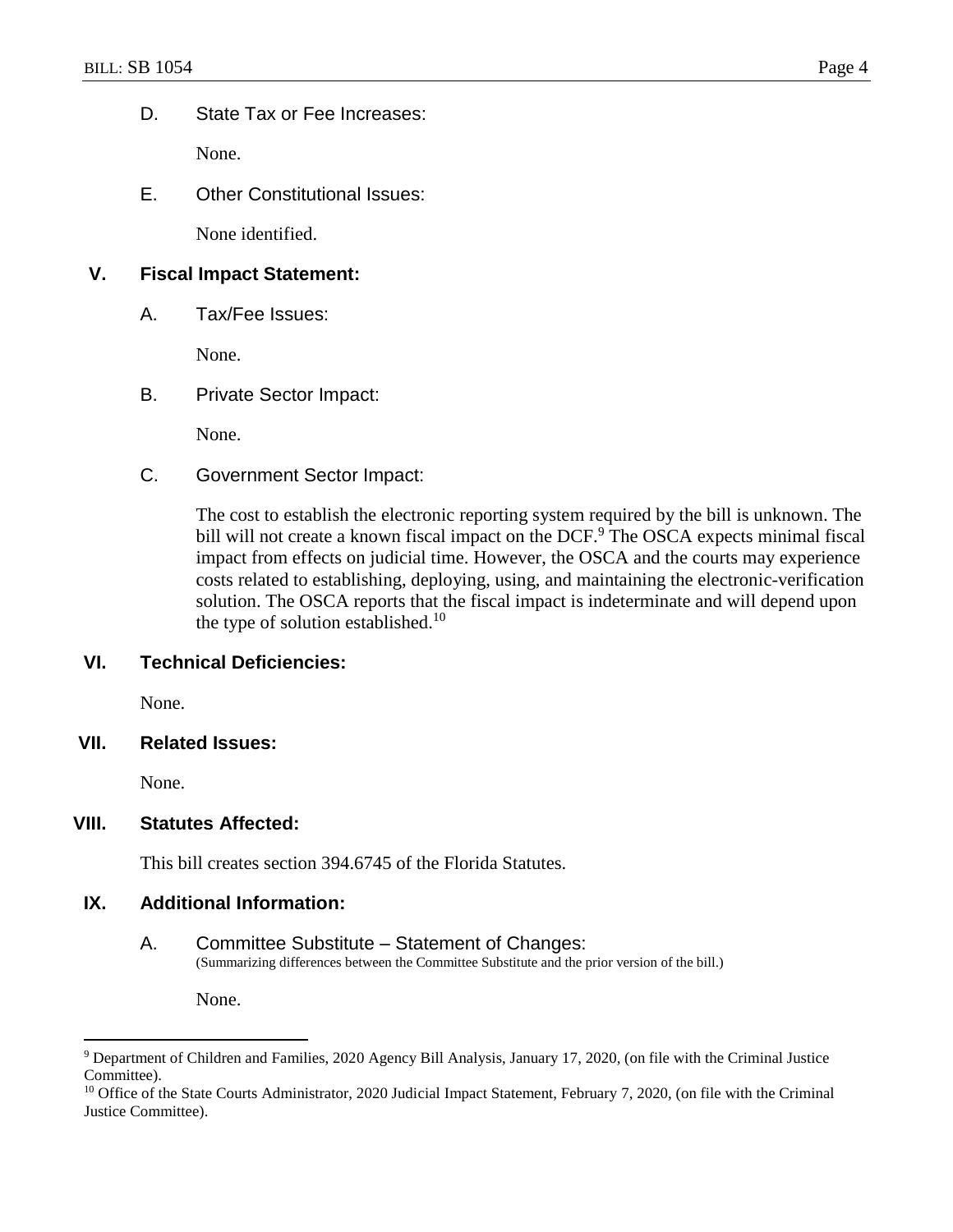D. State Tax or Fee Increases:

None.

E. Other Constitutional Issues:

None identified.

## V. Fiscal Impact Statement:

A. Tax/Fee Issues:

None.

B. Private Sector Impact:

None.

C. Government Sector Impact:

The cost to establish the electronic reporting system required by the bill is unknown. The bill will not create a known fiscal impact on the DCF.[9] The OSCA expects minimal fiscal impact from effects on judicial time. However, the OSCA and the courts may experience costs related to establishing, deploying, using, and maintaining the electronic-verification solution. The OSCA reports that the fiscal impact is indeterminate and will depend upon the type of solution established.[10]

## VI. Technical Deficiencies:

None.

## VII. Related Issues:

None.

## VIII. Statutes Affected:

This bill creates section 394.6745 of the Florida Statutes.

## IX. Additional Information:

A. Committee Substitute – Statement of Changes:
(Summarizing differences between the Committee Substitute and the prior version of the bill.)

None.

---

[9] Department of Children and Families, 2020 Agency Bill Analysis, January 17, 2020, (on file with the Criminal Justice Committee).

[10] Office of the State Courts Administrator, 2020 Judicial Impact Statement, February 7, 2020, (on file with the Criminal Justice Committee).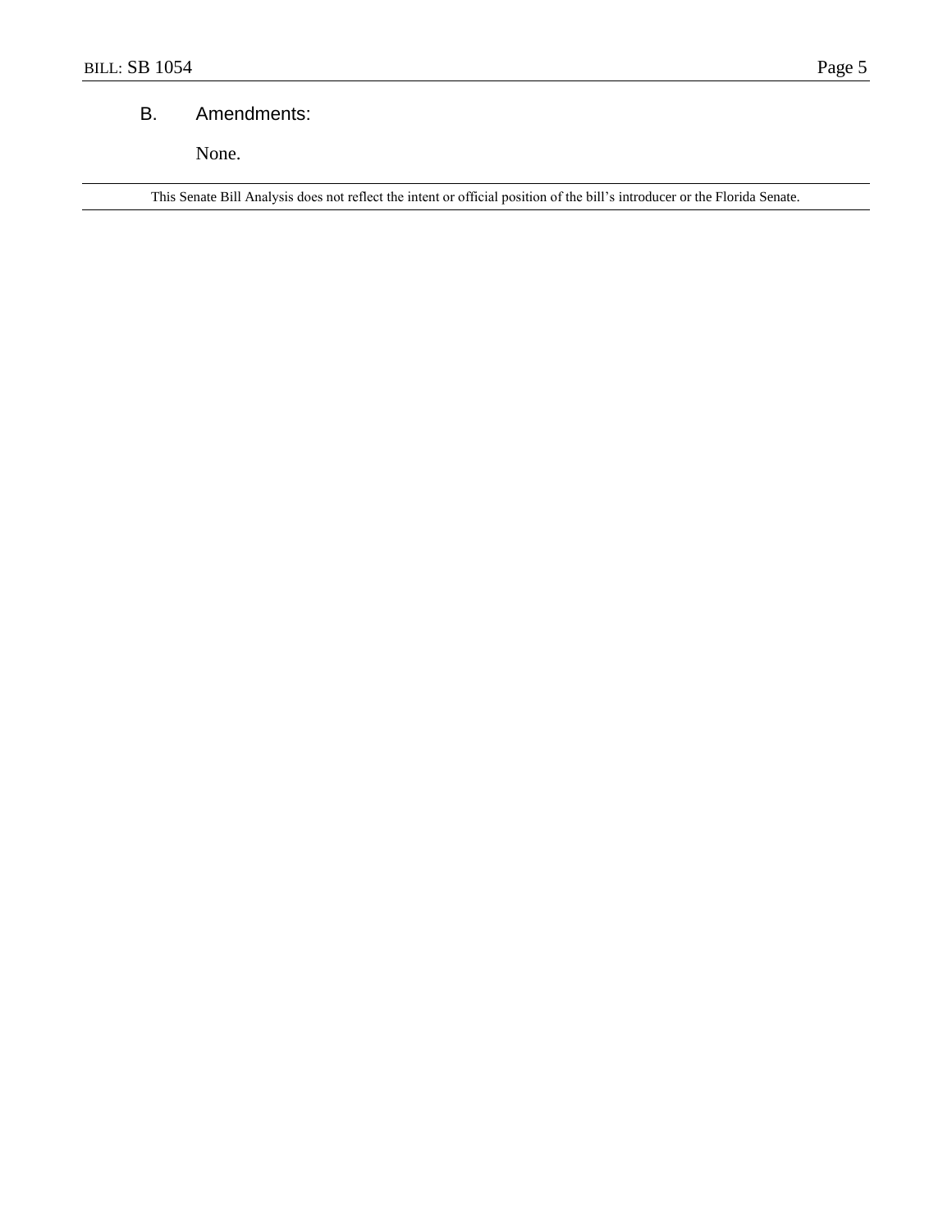### B. Amendments:

None.

---

This Senate Bill Analysis does not reflect the intent or official position of the bill's introducer or the Florida Senate.

---